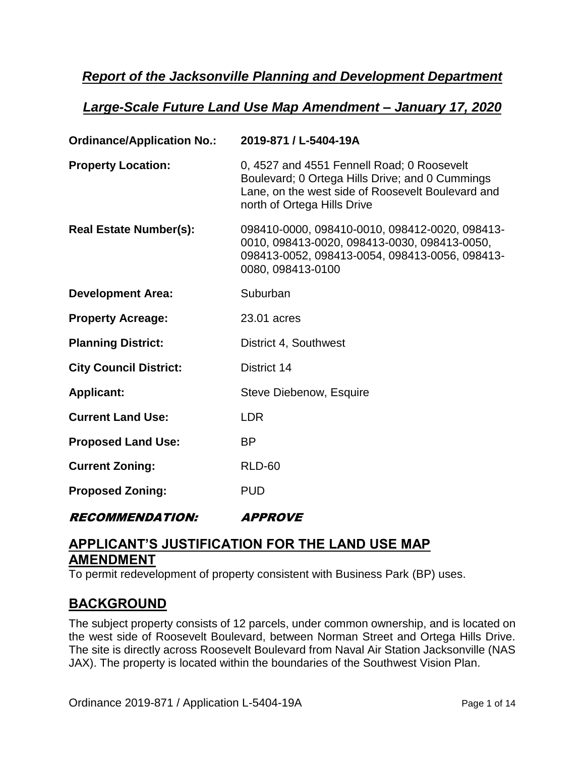## ***Report of the Jacksonville Planning and Development Department***

## ***Large-Scale Future Land Use Map Amendment – January 17, 2020***

| | |
|---|---|
| **Ordinance/Application No.:** | **2019-871 / L-5404-19A** |
| **Property Location:** | 0, 4527 and 4551 Fennell Road; 0 Roosevelt Boulevard; 0 Ortega Hills Drive; and 0 Cummings Lane, on the west side of Roosevelt Boulevard and north of Ortega Hills Drive |
| **Real Estate Number(s):** | 098410-0000, 098410-0010, 098412-0020, 098413-0010, 098413-0020, 098413-0030, 098413-0050, 098413-0052, 098413-0054, 098413-0056, 098413-0080, 098413-0100 |
| **Development Area:** | Suburban |
| **Property Acreage:** | 23.01 acres |
| **Planning District:** | District 4, Southwest |
| **City Council District:** | District 14 |
| **Applicant:** | Steve Diebenow, Esquire |
| **Current Land Use:** | LDR |
| **Proposed Land Use:** | BP |
| **Current Zoning:** | RLD-60 |
| **Proposed Zoning:** | PUD |

***RECOMMENDATION: APPROVE***

## APPLICANT'S JUSTIFICATION FOR THE LAND USE MAP AMENDMENT

To permit redevelopment of property consistent with Business Park (BP) uses.

## BACKGROUND

The subject property consists of 12 parcels, under common ownership, and is located on the west side of Roosevelt Boulevard, between Norman Street and Ortega Hills Drive. The site is directly across Roosevelt Boulevard from Naval Air Station Jacksonville (NAS JAX). The property is located within the boundaries of the Southwest Vision Plan.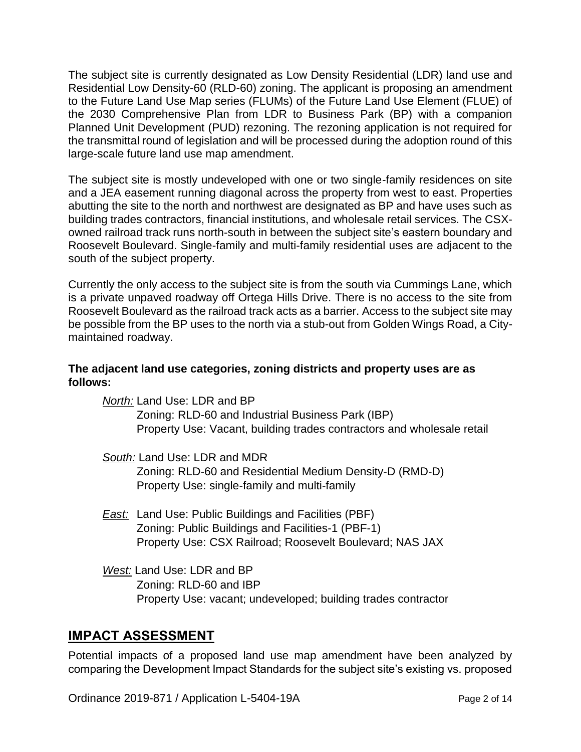The subject site is currently designated as Low Density Residential (LDR) land use and Residential Low Density-60 (RLD-60) zoning. The applicant is proposing an amendment to the Future Land Use Map series (FLUMs) of the Future Land Use Element (FLUE) of the 2030 Comprehensive Plan from LDR to Business Park (BP) with a companion Planned Unit Development (PUD) rezoning. The rezoning application is not required for the transmittal round of legislation and will be processed during the adoption round of this large-scale future land use map amendment.

The subject site is mostly undeveloped with one or two single-family residences on site and a JEA easement running diagonal across the property from west to east. Properties abutting the site to the north and northwest are designated as BP and have uses such as building trades contractors, financial institutions, and wholesale retail services. The CSX-owned railroad track runs north-south in between the subject site's eastern boundary and Roosevelt Boulevard. Single-family and multi-family residential uses are adjacent to the south of the subject property.

Currently the only access to the subject site is from the south via Cummings Lane, which is a private unpaved roadway off Ortega Hills Drive. There is no access to the site from Roosevelt Boulevard as the railroad track acts as a barrier. Access to the subject site may be possible from the BP uses to the north via a stub-out from Golden Wings Road, a City-maintained roadway.

**The adjacent land use categories, zoning districts and property uses are as follows:**

*North:* Land Use: LDR and BP
Zoning: RLD-60 and Industrial Business Park (IBP)
Property Use: Vacant, building trades contractors and wholesale retail

*South:* Land Use: LDR and MDR
Zoning: RLD-60 and Residential Medium Density-D (RMD-D)
Property Use: single-family and multi-family

*East:* Land Use: Public Buildings and Facilities (PBF)
Zoning: Public Buildings and Facilities-1 (PBF-1)
Property Use: CSX Railroad; Roosevelt Boulevard; NAS JAX

*West:* Land Use: LDR and BP
Zoning: RLD-60 and IBP
Property Use: vacant; undeveloped; building trades contractor

## IMPACT ASSESSMENT

Potential impacts of a proposed land use map amendment have been analyzed by comparing the Development Impact Standards for the subject site's existing vs. proposed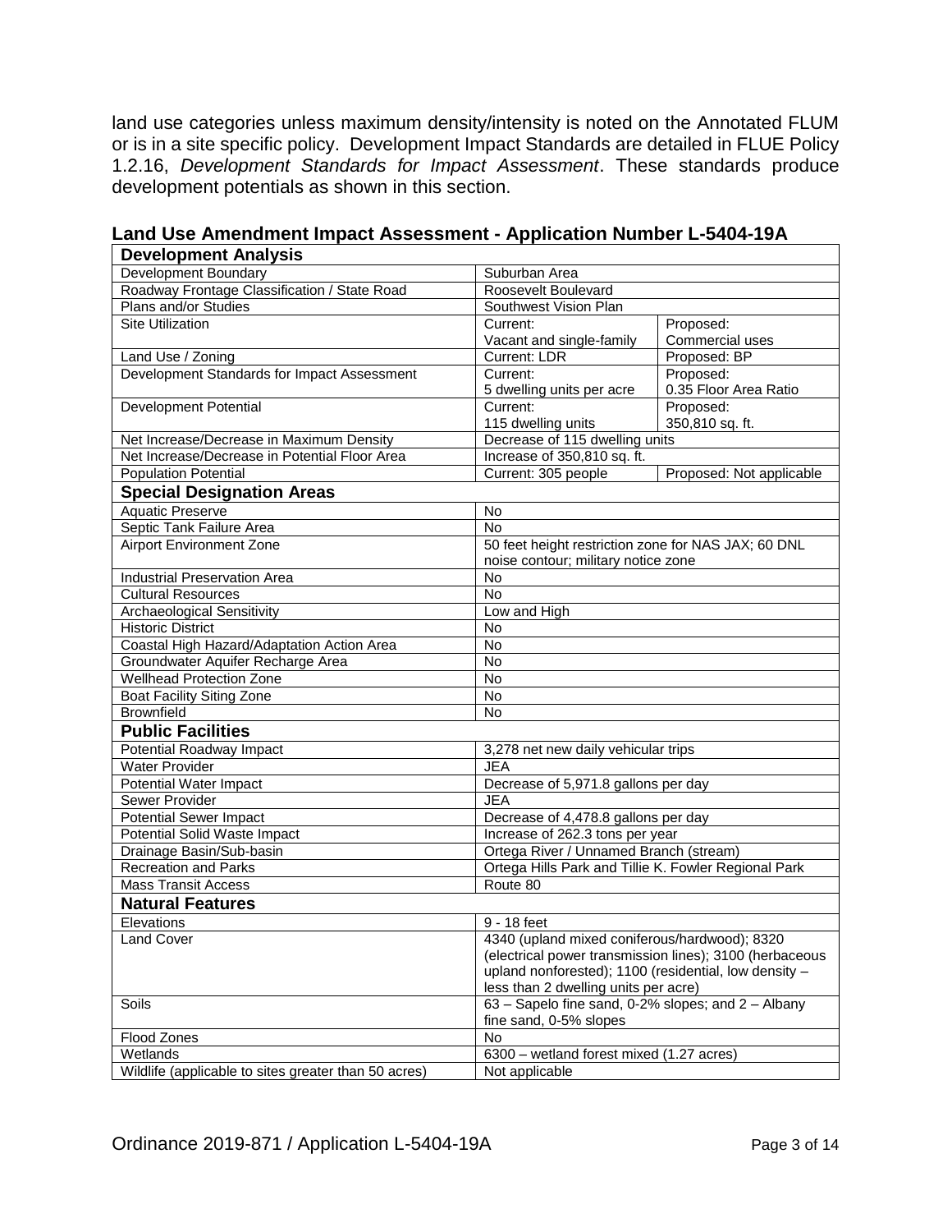land use categories unless maximum density/intensity is noted on the Annotated FLUM or is in a site specific policy. Development Impact Standards are detailed in FLUE Policy 1.2.16, *Development Standards for Impact Assessment*. These standards produce development potentials as shown in this section.

**Land Use Amendment Impact Assessment - Application Number L-5404-19A**

| **Development Analysis** | | |
|---|---|---|
| Development Boundary | Suburban Area | |
| Roadway Frontage Classification / State Road | Roosevelt Boulevard | |
| Plans and/or Studies | Southwest Vision Plan | |
| Site Utilization | Current: Vacant and single-family | Proposed: Commercial uses |
| Land Use / Zoning | Current: LDR | Proposed: BP |
| Development Standards for Impact Assessment | Current: 5 dwelling units per acre | Proposed: 0.35 Floor Area Ratio |
| Development Potential | Current: 115 dwelling units | Proposed: 350,810 sq. ft. |
| Net Increase/Decrease in Maximum Density | Decrease of 115 dwelling units | |
| Net Increase/Decrease in Potential Floor Area | Increase of 350,810 sq. ft. | |
| Population Potential | Current: 305 people | Proposed: Not applicable |
| **Special Designation Areas** | | |
| Aquatic Preserve | No | |
| Septic Tank Failure Area | No | |
| Airport Environment Zone | 50 feet height restriction zone for NAS JAX; 60 DNL noise contour; military notice zone | |
| Industrial Preservation Area | No | |
| Cultural Resources | No | |
| Archaeological Sensitivity | Low and High | |
| Historic District | No | |
| Coastal High Hazard/Adaptation Action Area | No | |
| Groundwater Aquifer Recharge Area | No | |
| Wellhead Protection Zone | No | |
| Boat Facility Siting Zone | No | |
| Brownfield | No | |
| **Public Facilities** | | |
| Potential Roadway Impact | 3,278 net new daily vehicular trips | |
| Water Provider | JEA | |
| Potential Water Impact | Decrease of 5,971.8 gallons per day | |
| Sewer Provider | JEA | |
| Potential Sewer Impact | Decrease of 4,478.8 gallons per day | |
| Potential Solid Waste Impact | Increase of 262.3 tons per year | |
| Drainage Basin/Sub-basin | Ortega River / Unnamed Branch (stream) | |
| Recreation and Parks | Ortega Hills Park and Tillie K. Fowler Regional Park | |
| Mass Transit Access | Route 80 | |
| **Natural Features** | | |
| Elevations | 9 - 18 feet | |
| Land Cover | 4340 (upland mixed coniferous/hardwood); 8320 (electrical power transmission lines); 3100 (herbaceous upland nonforested); 1100 (residential, low density – less than 2 dwelling units per acre) | |
| Soils | 63 – Sapelo fine sand, 0-2% slopes; and 2 – Albany fine sand, 0-5% slopes | |
| Flood Zones | No | |
| Wetlands | 6300 – wetland forest mixed (1.27 acres) | |
| Wildlife (applicable to sites greater than 50 acres) | Not applicable | |

Ordinance 2019-871 / Application L-5404-19A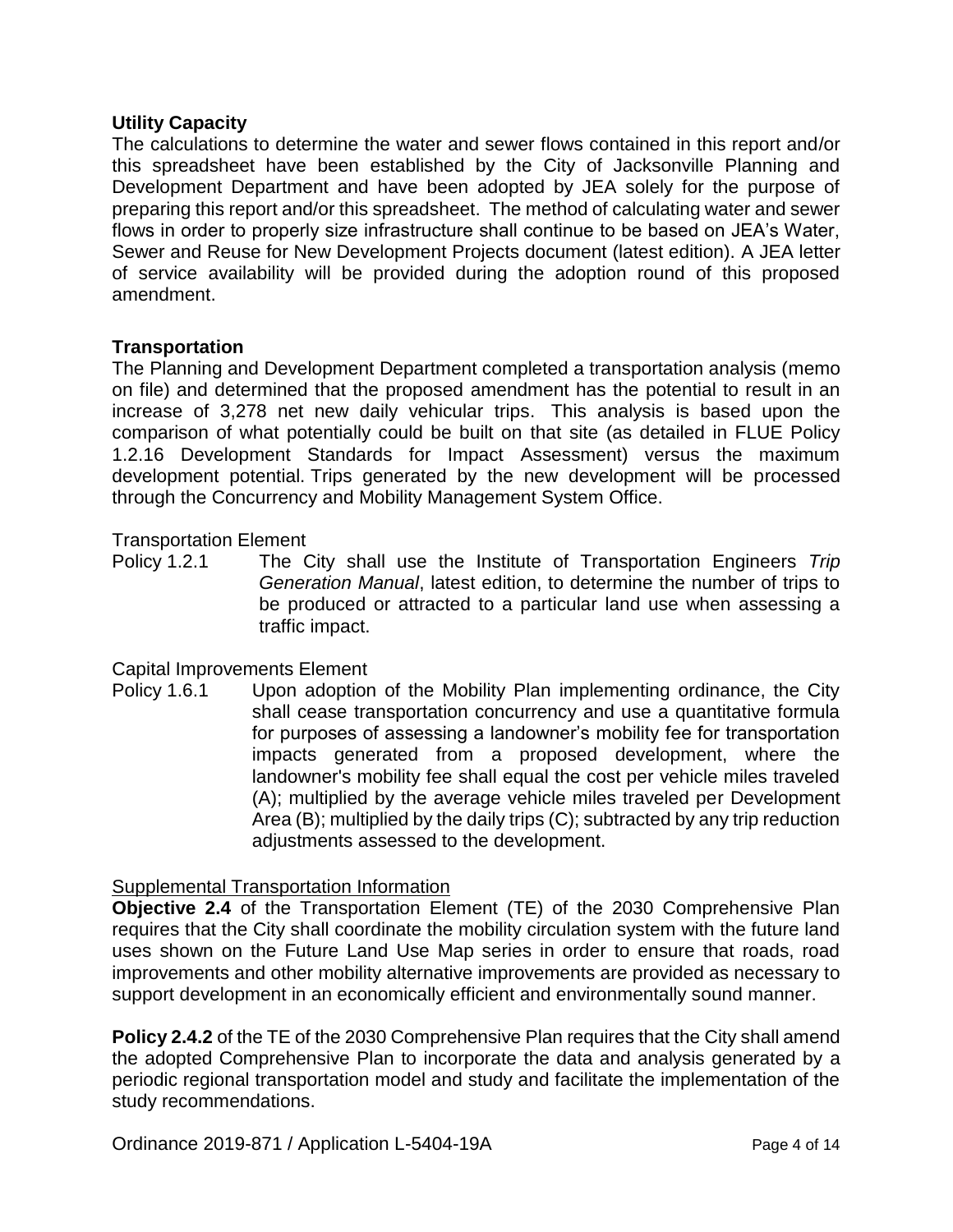**Utility Capacity**

The calculations to determine the water and sewer flows contained in this report and/or this spreadsheet have been established by the City of Jacksonville Planning and Development Department and have been adopted by JEA solely for the purpose of preparing this report and/or this spreadsheet. The method of calculating water and sewer flows in order to properly size infrastructure shall continue to be based on JEA's Water, Sewer and Reuse for New Development Projects document (latest edition). A JEA letter of service availability will be provided during the adoption round of this proposed amendment.

**Transportation**

The Planning and Development Department completed a transportation analysis (memo on file) and determined that the proposed amendment has the potential to result in an increase of 3,278 net new daily vehicular trips. This analysis is based upon the comparison of what potentially could be built on that site (as detailed in FLUE Policy 1.2.16 Development Standards for Impact Assessment) versus the maximum development potential. Trips generated by the new development will be processed through the Concurrency and Mobility Management System Office.

Transportation Element

Policy 1.2.1 The City shall use the Institute of Transportation Engineers *Trip Generation Manual*, latest edition, to determine the number of trips to be produced or attracted to a particular land use when assessing a traffic impact.

Capital Improvements Element

Policy 1.6.1 Upon adoption of the Mobility Plan implementing ordinance, the City shall cease transportation concurrency and use a quantitative formula for purposes of assessing a landowner's mobility fee for transportation impacts generated from a proposed development, where the landowner's mobility fee shall equal the cost per vehicle miles traveled (A); multiplied by the average vehicle miles traveled per Development Area (B); multiplied by the daily trips (C); subtracted by any trip reduction adjustments assessed to the development.

<u>Supplemental Transportation Information</u>

**Objective 2.4** of the Transportation Element (TE) of the 2030 Comprehensive Plan requires that the City shall coordinate the mobility circulation system with the future land uses shown on the Future Land Use Map series in order to ensure that roads, road improvements and other mobility alternative improvements are provided as necessary to support development in an economically efficient and environmentally sound manner.

**Policy 2.4.2** of the TE of the 2030 Comprehensive Plan requires that the City shall amend the adopted Comprehensive Plan to incorporate the data and analysis generated by a periodic regional transportation model and study and facilitate the implementation of the study recommendations.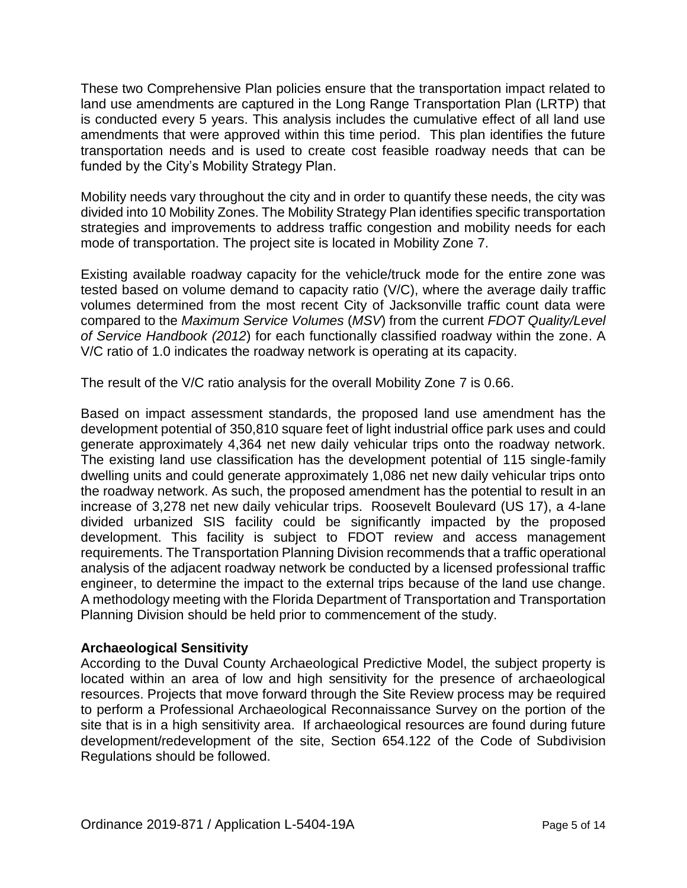These two Comprehensive Plan policies ensure that the transportation impact related to land use amendments are captured in the Long Range Transportation Plan (LRTP) that is conducted every 5 years. This analysis includes the cumulative effect of all land use amendments that were approved within this time period. This plan identifies the future transportation needs and is used to create cost feasible roadway needs that can be funded by the City's Mobility Strategy Plan.

Mobility needs vary throughout the city and in order to quantify these needs, the city was divided into 10 Mobility Zones. The Mobility Strategy Plan identifies specific transportation strategies and improvements to address traffic congestion and mobility needs for each mode of transportation. The project site is located in Mobility Zone 7.

Existing available roadway capacity for the vehicle/truck mode for the entire zone was tested based on volume demand to capacity ratio (V/C), where the average daily traffic volumes determined from the most recent City of Jacksonville traffic count data were compared to the *Maximum Service Volumes* (*MSV*) from the current *FDOT Quality/Level of Service Handbook (2012*) for each functionally classified roadway within the zone. A V/C ratio of 1.0 indicates the roadway network is operating at its capacity.

The result of the V/C ratio analysis for the overall Mobility Zone 7 is 0.66.

Based on impact assessment standards, the proposed land use amendment has the development potential of 350,810 square feet of light industrial office park uses and could generate approximately 4,364 net new daily vehicular trips onto the roadway network. The existing land use classification has the development potential of 115 single-family dwelling units and could generate approximately 1,086 net new daily vehicular trips onto the roadway network. As such, the proposed amendment has the potential to result in an increase of 3,278 net new daily vehicular trips. Roosevelt Boulevard (US 17), a 4-lane divided urbanized SIS facility could be significantly impacted by the proposed development. This facility is subject to FDOT review and access management requirements. The Transportation Planning Division recommends that a traffic operational analysis of the adjacent roadway network be conducted by a licensed professional traffic engineer, to determine the impact to the external trips because of the land use change. A methodology meeting with the Florida Department of Transportation and Transportation Planning Division should be held prior to commencement of the study.

**Archaeological Sensitivity**

According to the Duval County Archaeological Predictive Model, the subject property is located within an area of low and high sensitivity for the presence of archaeological resources. Projects that move forward through the Site Review process may be required to perform a Professional Archaeological Reconnaissance Survey on the portion of the site that is in a high sensitivity area. If archaeological resources are found during future development/redevelopment of the site, Section 654.122 of the Code of Subdivision Regulations should be followed.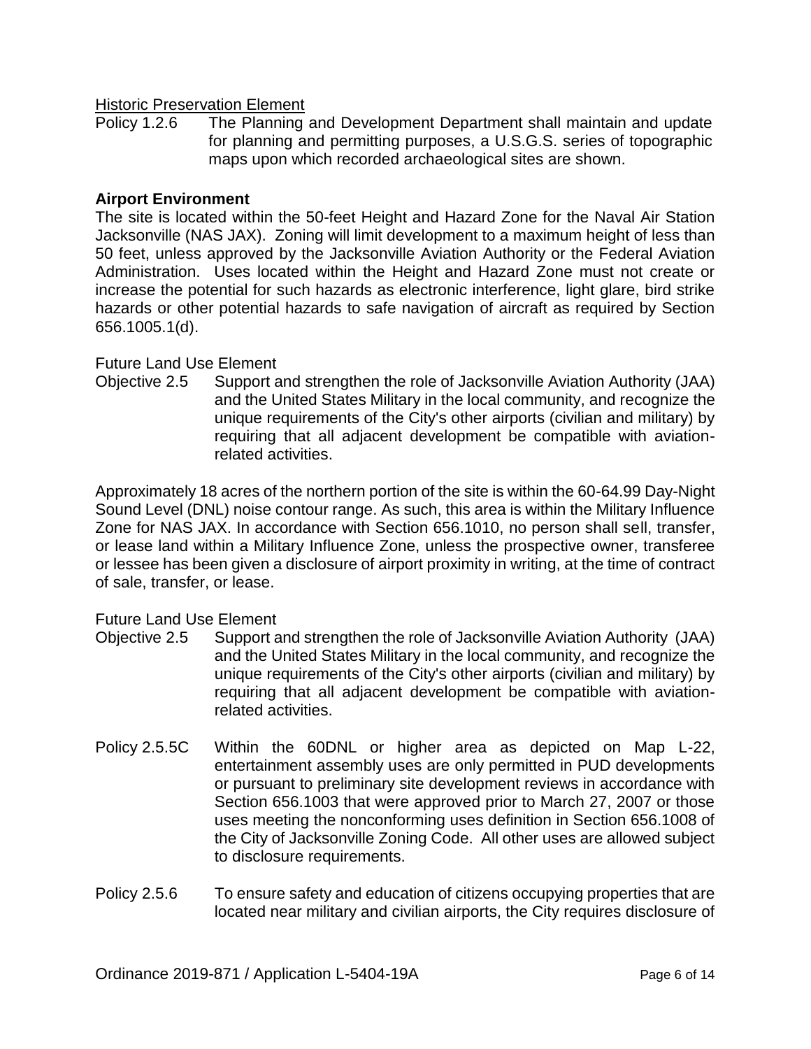Historic Preservation Element

Policy 1.2.6 The Planning and Development Department shall maintain and update for planning and permitting purposes, a U.S.G.S. series of topographic maps upon which recorded archaeological sites are shown.

**Airport Environment**

The site is located within the 50-feet Height and Hazard Zone for the Naval Air Station Jacksonville (NAS JAX). Zoning will limit development to a maximum height of less than 50 feet, unless approved by the Jacksonville Aviation Authority or the Federal Aviation Administration. Uses located within the Height and Hazard Zone must not create or increase the potential for such hazards as electronic interference, light glare, bird strike hazards or other potential hazards to safe navigation of aircraft as required by Section 656.1005.1(d).

Future Land Use Element

Objective 2.5 Support and strengthen the role of Jacksonville Aviation Authority (JAA) and the United States Military in the local community, and recognize the unique requirements of the City's other airports (civilian and military) by requiring that all adjacent development be compatible with aviation-related activities.

Approximately 18 acres of the northern portion of the site is within the 60-64.99 Day-Night Sound Level (DNL) noise contour range. As such, this area is within the Military Influence Zone for NAS JAX. In accordance with Section 656.1010, no person shall sell, transfer, or lease land within a Military Influence Zone, unless the prospective owner, transferee or lessee has been given a disclosure of airport proximity in writing, at the time of contract of sale, transfer, or lease.

Future Land Use Element

Objective 2.5 Support and strengthen the role of Jacksonville Aviation Authority (JAA) and the United States Military in the local community, and recognize the unique requirements of the City's other airports (civilian and military) by requiring that all adjacent development be compatible with aviation-related activities.

Policy 2.5.5C Within the 60DNL or higher area as depicted on Map L-22, entertainment assembly uses are only permitted in PUD developments or pursuant to preliminary site development reviews in accordance with Section 656.1003 that were approved prior to March 27, 2007 or those uses meeting the nonconforming uses definition in Section 656.1008 of the City of Jacksonville Zoning Code. All other uses are allowed subject to disclosure requirements.

Policy 2.5.6 To ensure safety and education of citizens occupying properties that are located near military and civilian airports, the City requires disclosure of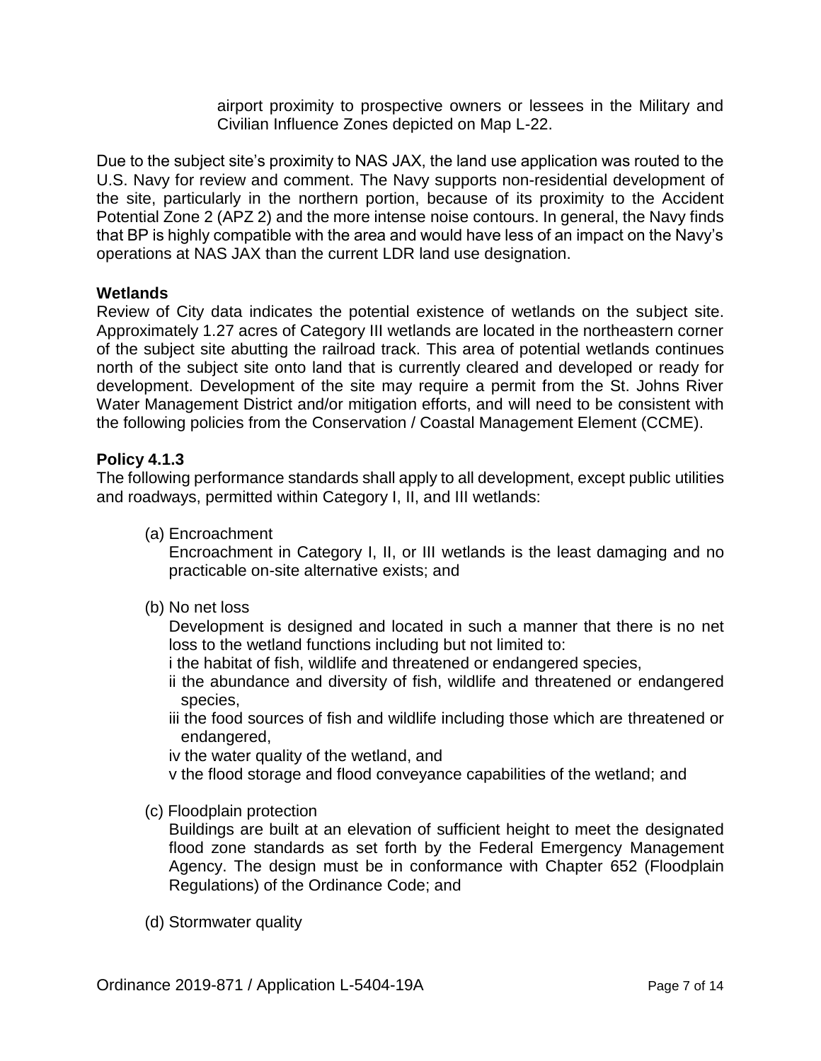airport proximity to prospective owners or lessees in the Military and Civilian Influence Zones depicted on Map L-22.

Due to the subject site's proximity to NAS JAX, the land use application was routed to the U.S. Navy for review and comment. The Navy supports non-residential development of the site, particularly in the northern portion, because of its proximity to the Accident Potential Zone 2 (APZ 2) and the more intense noise contours. In general, the Navy finds that BP is highly compatible with the area and would have less of an impact on the Navy's operations at NAS JAX than the current LDR land use designation.

**Wetlands**

Review of City data indicates the potential existence of wetlands on the subject site. Approximately 1.27 acres of Category III wetlands are located in the northeastern corner of the subject site abutting the railroad track. This area of potential wetlands continues north of the subject site onto land that is currently cleared and developed or ready for development. Development of the site may require a permit from the St. Johns River Water Management District and/or mitigation efforts, and will need to be consistent with the following policies from the Conservation / Coastal Management Element (CCME).

**Policy 4.1.3**

The following performance standards shall apply to all development, except public utilities and roadways, permitted within Category I, II, and III wetlands:

(a) Encroachment
Encroachment in Category I, II, or III wetlands is the least damaging and no practicable on-site alternative exists; and

(b) No net loss
Development is designed and located in such a manner that there is no net loss to the wetland functions including but not limited to:
i the habitat of fish, wildlife and threatened or endangered species,
ii the abundance and diversity of fish, wildlife and threatened or endangered species,
iii the food sources of fish and wildlife including those which are threatened or endangered,
iv the water quality of the wetland, and
v the flood storage and flood conveyance capabilities of the wetland; and

(c) Floodplain protection
Buildings are built at an elevation of sufficient height to meet the designated flood zone standards as set forth by the Federal Emergency Management Agency. The design must be in conformance with Chapter 652 (Floodplain Regulations) of the Ordinance Code; and

(d) Stormwater quality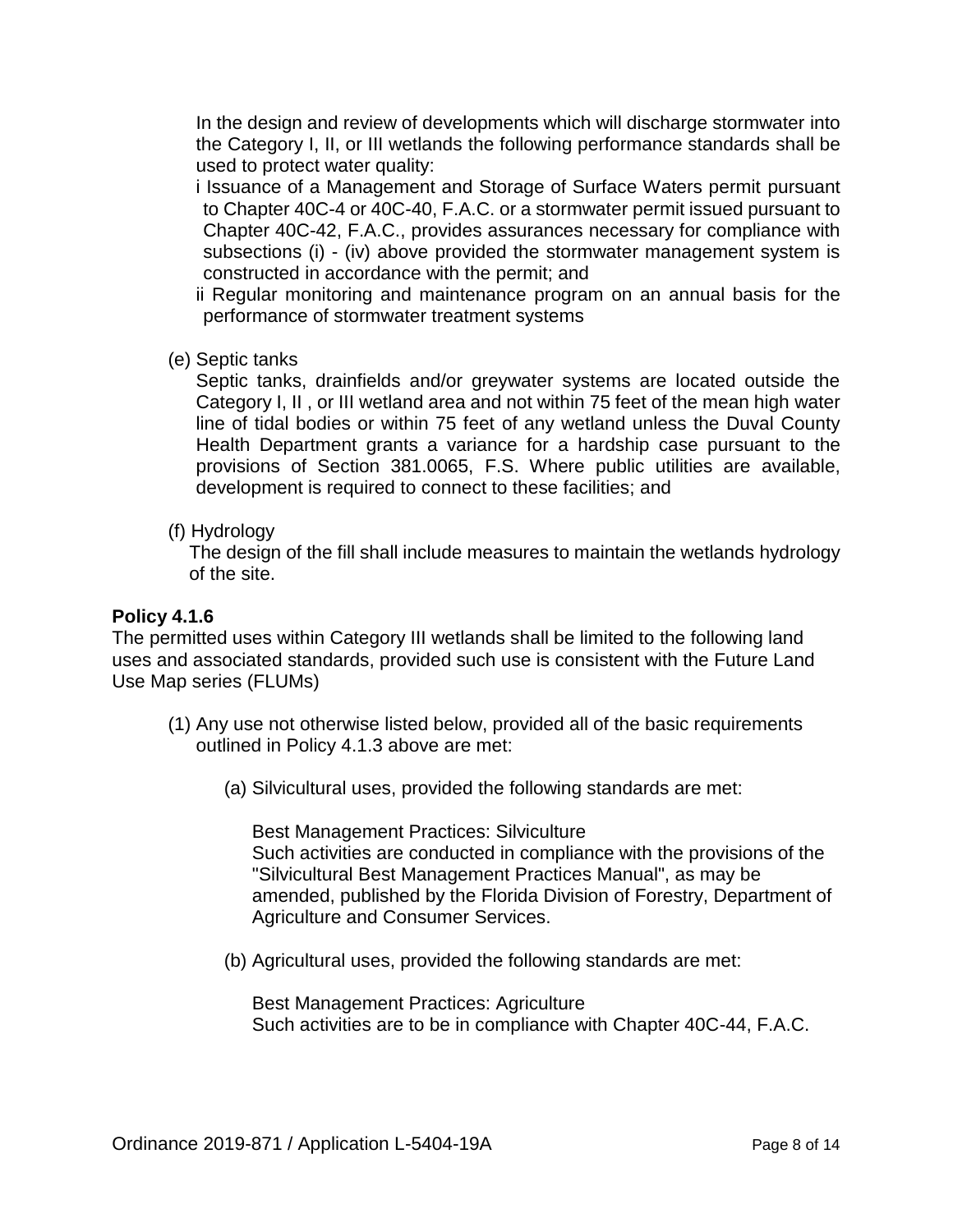In the design and review of developments which will discharge stormwater into the Category I, II, or III wetlands the following performance standards shall be used to protect water quality:

i Issuance of a Management and Storage of Surface Waters permit pursuant to Chapter 40C-4 or 40C-40, F.A.C. or a stormwater permit issued pursuant to Chapter 40C-42, F.A.C., provides assurances necessary for compliance with subsections (i) - (iv) above provided the stormwater management system is constructed in accordance with the permit; and

ii Regular monitoring and maintenance program on an annual basis for the performance of stormwater treatment systems

(e) Septic tanks

Septic tanks, drainfields and/or greywater systems are located outside the Category I, II , or III wetland area and not within 75 feet of the mean high water line of tidal bodies or within 75 feet of any wetland unless the Duval County Health Department grants a variance for a hardship case pursuant to the provisions of Section 381.0065, F.S. Where public utilities are available, development is required to connect to these facilities; and

(f) Hydrology

The design of the fill shall include measures to maintain the wetlands hydrology of the site.

**Policy 4.1.6**

The permitted uses within Category III wetlands shall be limited to the following land uses and associated standards, provided such use is consistent with the Future Land Use Map series (FLUMs)

(1) Any use not otherwise listed below, provided all of the basic requirements outlined in Policy 4.1.3 above are met:

(a) Silvicultural uses, provided the following standards are met:

Best Management Practices: Silviculture
Such activities are conducted in compliance with the provisions of the "Silvicultural Best Management Practices Manual", as may be amended, published by the Florida Division of Forestry, Department of Agriculture and Consumer Services.

(b) Agricultural uses, provided the following standards are met:

Best Management Practices: Agriculture
Such activities are to be in compliance with Chapter 40C-44, F.A.C.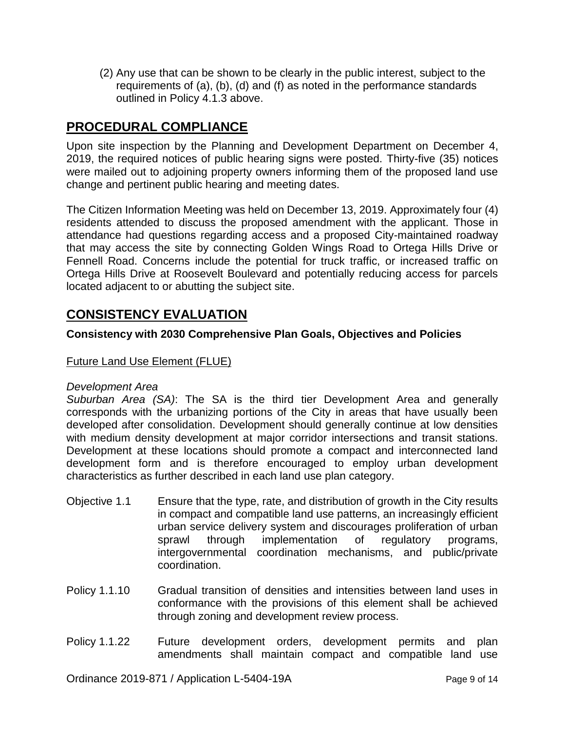(2) Any use that can be shown to be clearly in the public interest, subject to the requirements of (a), (b), (d) and (f) as noted in the performance standards outlined in Policy 4.1.3 above.

## PROCEDURAL COMPLIANCE

Upon site inspection by the Planning and Development Department on December 4, 2019, the required notices of public hearing signs were posted. Thirty-five (35) notices were mailed out to adjoining property owners informing them of the proposed land use change and pertinent public hearing and meeting dates.

The Citizen Information Meeting was held on December 13, 2019. Approximately four (4) residents attended to discuss the proposed amendment with the applicant. Those in attendance had questions regarding access and a proposed City-maintained roadway that may access the site by connecting Golden Wings Road to Ortega Hills Drive or Fennell Road. Concerns include the potential for truck traffic, or increased traffic on Ortega Hills Drive at Roosevelt Boulevard and potentially reducing access for parcels located adjacent to or abutting the subject site.

## CONSISTENCY EVALUATION

**Consistency with 2030 Comprehensive Plan Goals, Objectives and Policies**

Future Land Use Element (FLUE)

*Development Area*

*Suburban Area (SA)*: The SA is the third tier Development Area and generally corresponds with the urbanizing portions of the City in areas that have usually been developed after consolidation. Development should generally continue at low densities with medium density development at major corridor intersections and transit stations. Development at these locations should promote a compact and interconnected land development form and is therefore encouraged to employ urban development characteristics as further described in each land use plan category.

Objective 1.1 Ensure that the type, rate, and distribution of growth in the City results in compact and compatible land use patterns, an increasingly efficient urban service delivery system and discourages proliferation of urban sprawl through implementation of regulatory programs, intergovernmental coordination mechanisms, and public/private coordination.

Policy 1.1.10 Gradual transition of densities and intensities between land uses in conformance with the provisions of this element shall be achieved through zoning and development review process.

Policy 1.1.22 Future development orders, development permits and plan amendments shall maintain compact and compatible land use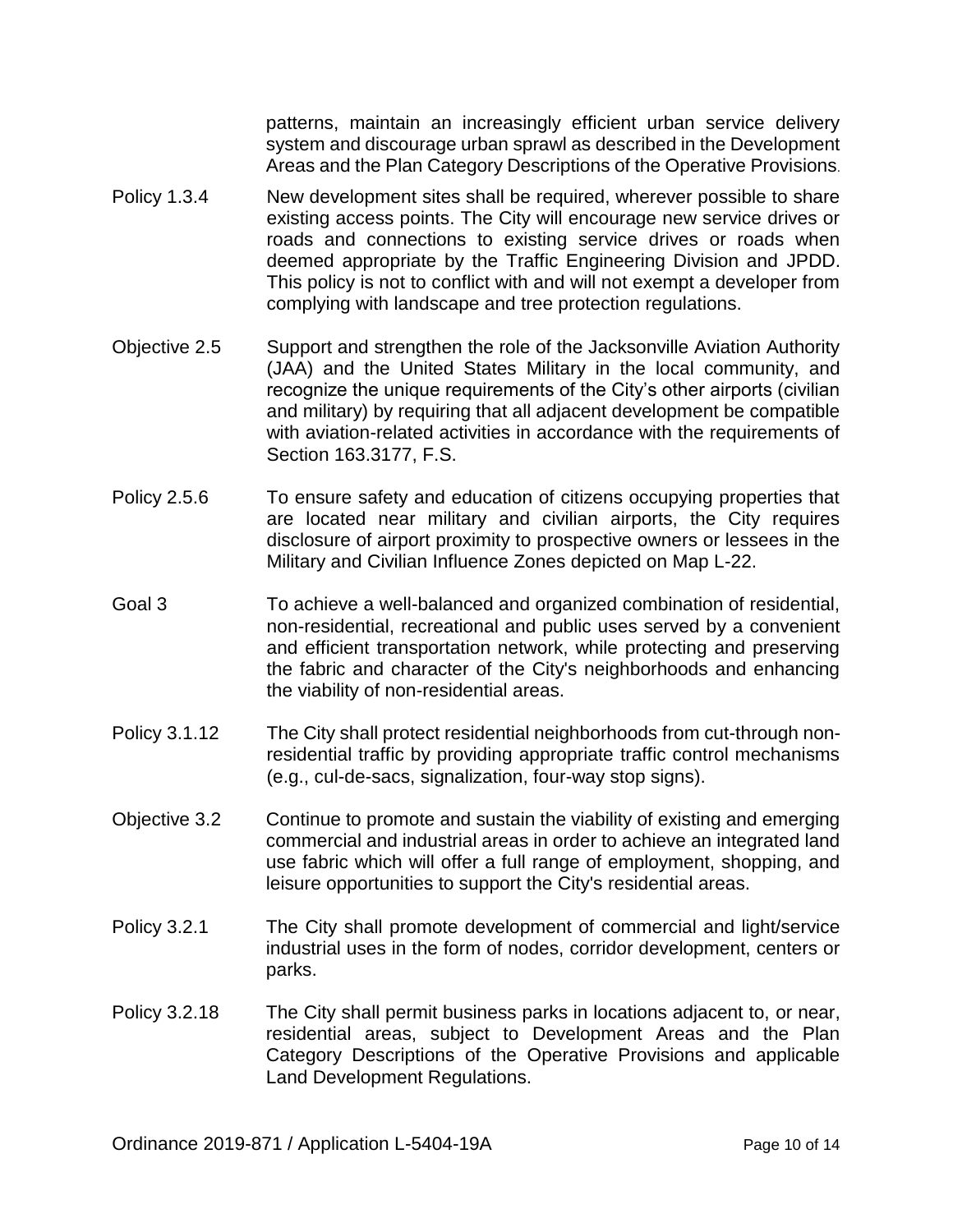patterns, maintain an increasingly efficient urban service delivery system and discourage urban sprawl as described in the Development Areas and the Plan Category Descriptions of the Operative Provisions.

Policy 1.3.4 New development sites shall be required, wherever possible to share existing access points. The City will encourage new service drives or roads and connections to existing service drives or roads when deemed appropriate by the Traffic Engineering Division and JPDD. This policy is not to conflict with and will not exempt a developer from complying with landscape and tree protection regulations.

Objective 2.5 Support and strengthen the role of the Jacksonville Aviation Authority (JAA) and the United States Military in the local community, and recognize the unique requirements of the City's other airports (civilian and military) by requiring that all adjacent development be compatible with aviation-related activities in accordance with the requirements of Section 163.3177, F.S.

Policy 2.5.6 To ensure safety and education of citizens occupying properties that are located near military and civilian airports, the City requires disclosure of airport proximity to prospective owners or lessees in the Military and Civilian Influence Zones depicted on Map L-22.

Goal 3 To achieve a well-balanced and organized combination of residential, non-residential, recreational and public uses served by a convenient and efficient transportation network, while protecting and preserving the fabric and character of the City's neighborhoods and enhancing the viability of non-residential areas.

Policy 3.1.12 The City shall protect residential neighborhoods from cut-through non-residential traffic by providing appropriate traffic control mechanisms (e.g., cul-de-sacs, signalization, four-way stop signs).

Objective 3.2 Continue to promote and sustain the viability of existing and emerging commercial and industrial areas in order to achieve an integrated land use fabric which will offer a full range of employment, shopping, and leisure opportunities to support the City's residential areas.

Policy 3.2.1 The City shall promote development of commercial and light/service industrial uses in the form of nodes, corridor development, centers or parks.

Policy 3.2.18 The City shall permit business parks in locations adjacent to, or near, residential areas, subject to Development Areas and the Plan Category Descriptions of the Operative Provisions and applicable Land Development Regulations.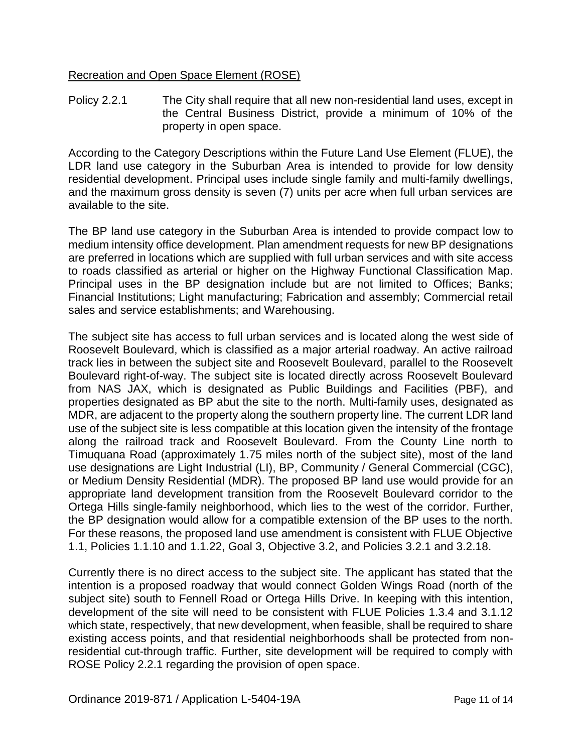Recreation and Open Space Element (ROSE)

Policy 2.2.1 The City shall require that all new non-residential land uses, except in the Central Business District, provide a minimum of 10% of the property in open space.

According to the Category Descriptions within the Future Land Use Element (FLUE), the LDR land use category in the Suburban Area is intended to provide for low density residential development. Principal uses include single family and multi-family dwellings, and the maximum gross density is seven (7) units per acre when full urban services are available to the site.

The BP land use category in the Suburban Area is intended to provide compact low to medium intensity office development. Plan amendment requests for new BP designations are preferred in locations which are supplied with full urban services and with site access to roads classified as arterial or higher on the Highway Functional Classification Map. Principal uses in the BP designation include but are not limited to Offices; Banks; Financial Institutions; Light manufacturing; Fabrication and assembly; Commercial retail sales and service establishments; and Warehousing.

The subject site has access to full urban services and is located along the west side of Roosevelt Boulevard, which is classified as a major arterial roadway. An active railroad track lies in between the subject site and Roosevelt Boulevard, parallel to the Roosevelt Boulevard right-of-way. The subject site is located directly across Roosevelt Boulevard from NAS JAX, which is designated as Public Buildings and Facilities (PBF), and properties designated as BP abut the site to the north. Multi-family uses, designated as MDR, are adjacent to the property along the southern property line. The current LDR land use of the subject site is less compatible at this location given the intensity of the frontage along the railroad track and Roosevelt Boulevard. From the County Line north to Timuquana Road (approximately 1.75 miles north of the subject site), most of the land use designations are Light Industrial (LI), BP, Community / General Commercial (CGC), or Medium Density Residential (MDR). The proposed BP land use would provide for an appropriate land development transition from the Roosevelt Boulevard corridor to the Ortega Hills single-family neighborhood, which lies to the west of the corridor. Further, the BP designation would allow for a compatible extension of the BP uses to the north. For these reasons, the proposed land use amendment is consistent with FLUE Objective 1.1, Policies 1.1.10 and 1.1.22, Goal 3, Objective 3.2, and Policies 3.2.1 and 3.2.18.

Currently there is no direct access to the subject site. The applicant has stated that the intention is a proposed roadway that would connect Golden Wings Road (north of the subject site) south to Fennell Road or Ortega Hills Drive. In keeping with this intention, development of the site will need to be consistent with FLUE Policies 1.3.4 and 3.1.12 which state, respectively, that new development, when feasible, shall be required to share existing access points, and that residential neighborhoods shall be protected from non-residential cut-through traffic. Further, site development will be required to comply with ROSE Policy 2.2.1 regarding the provision of open space.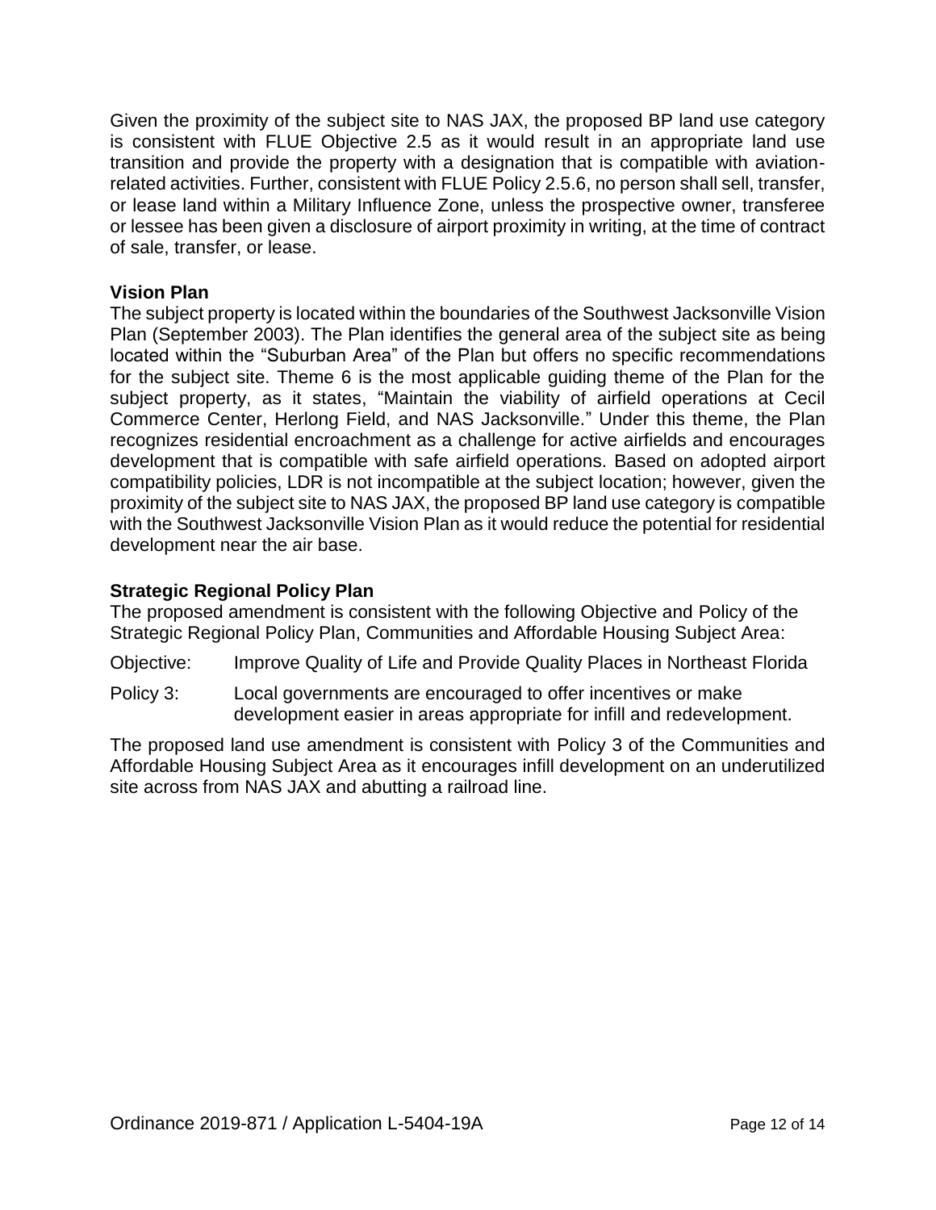Given the proximity of the subject site to NAS JAX, the proposed BP land use category is consistent with FLUE Objective 2.5 as it would result in an appropriate land use transition and provide the property with a designation that is compatible with aviation-related activities. Further, consistent with FLUE Policy 2.5.6, no person shall sell, transfer, or lease land within a Military Influence Zone, unless the prospective owner, transferee or lessee has been given a disclosure of airport proximity in writing, at the time of contract of sale, transfer, or lease.

**Vision Plan**

The subject property is located within the boundaries of the Southwest Jacksonville Vision Plan (September 2003). The Plan identifies the general area of the subject site as being located within the "Suburban Area" of the Plan but offers no specific recommendations for the subject site. Theme 6 is the most applicable guiding theme of the Plan for the subject property, as it states, "Maintain the viability of airfield operations at Cecil Commerce Center, Herlong Field, and NAS Jacksonville." Under this theme, the Plan recognizes residential encroachment as a challenge for active airfields and encourages development that is compatible with safe airfield operations. Based on adopted airport compatibility policies, LDR is not incompatible at the subject location; however, given the proximity of the subject site to NAS JAX, the proposed BP land use category is compatible with the Southwest Jacksonville Vision Plan as it would reduce the potential for residential development near the air base.

**Strategic Regional Policy Plan**

The proposed amendment is consistent with the following Objective and Policy of the Strategic Regional Policy Plan, Communities and Affordable Housing Subject Area:

Objective: Improve Quality of Life and Provide Quality Places in Northeast Florida

Policy 3: Local governments are encouraged to offer incentives or make development easier in areas appropriate for infill and redevelopment.

The proposed land use amendment is consistent with Policy 3 of the Communities and Affordable Housing Subject Area as it encourages infill development on an underutilized site across from NAS JAX and abutting a railroad line.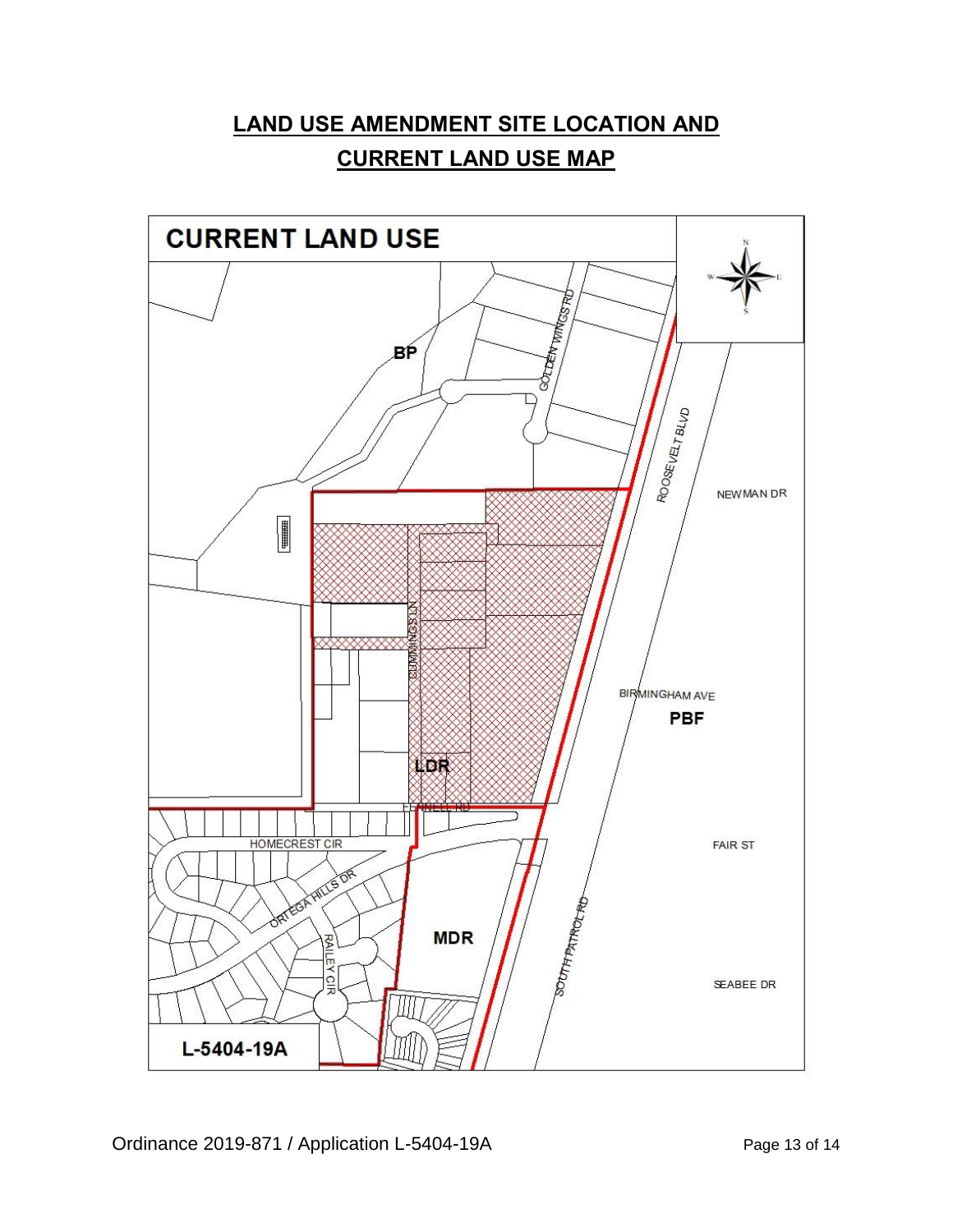# LAND USE AMENDMENT SITE LOCATION AND CURRENT LAND USE MAP

CURRENT LAND USE

BP

GOLDEN WINGS RD

ROOSEVELT BLVD

NEWMAN DR

CUMMINGS LN

BIRMINGHAM AVE

PBF

LDR

FENNELL RD

HOMECREST CIR

FAIR ST

ORTEGA HILLS DR

RAILEY CIR

MDR

SOUTH PATROL RD

SEABEE DR

L-5404-19A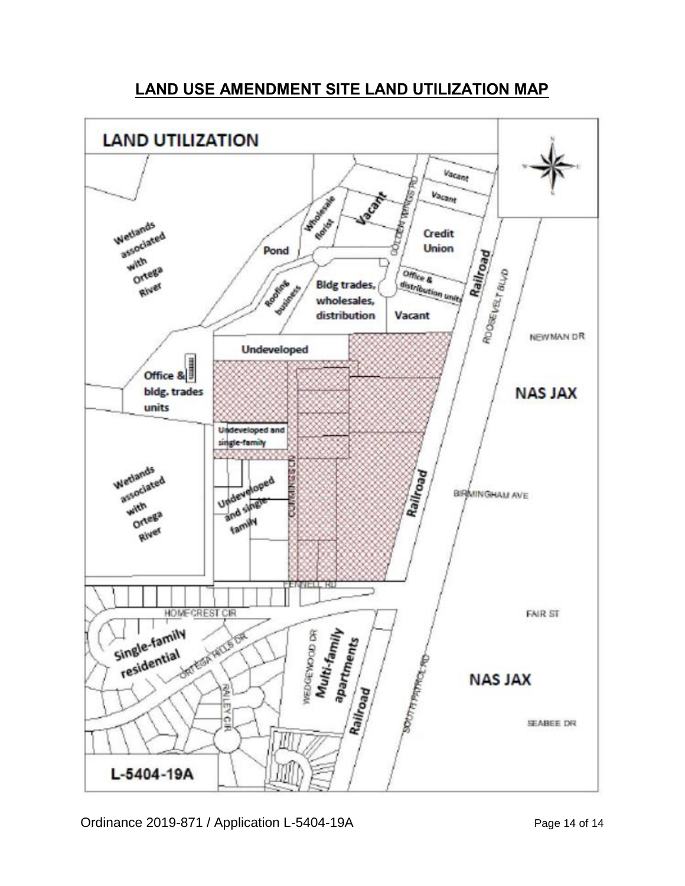## LAND USE AMENDMENT SITE LAND UTILIZATION MAP

LAND UTILIZATION

Vacant
Vacant
Wholesale florist
Vacant
GOLDEN WINGS RD
Credit Union
Wetlands associated with Ortega River
Pond
Office & distribution units
Railroad
ROOSEVELT BLVD
Roofing business
Bldg trades, wholesales, distribution
Vacant
NEWMAN DR
Undeveloped
Office & bldg. trades units
NAS JAX
Undeveloped and single-family
CUMMINGS LN
Wetlands associated with Ortega River
Undeveloped and single-family
Railroad
BIRMINGHAM AVE
FENNELL RD
HOMECREST CIR
FAIR ST
Single-family residential
ORTEGA HILLS DR
WEDGEWOOD DR
Multi-family apartments
SOUTH PATROL RD
NAS JAX
BAILEY CIR
Railroad
SEABEE DR
L-5404-19A

Ordinance 2019-871 / Application L-5404-19A